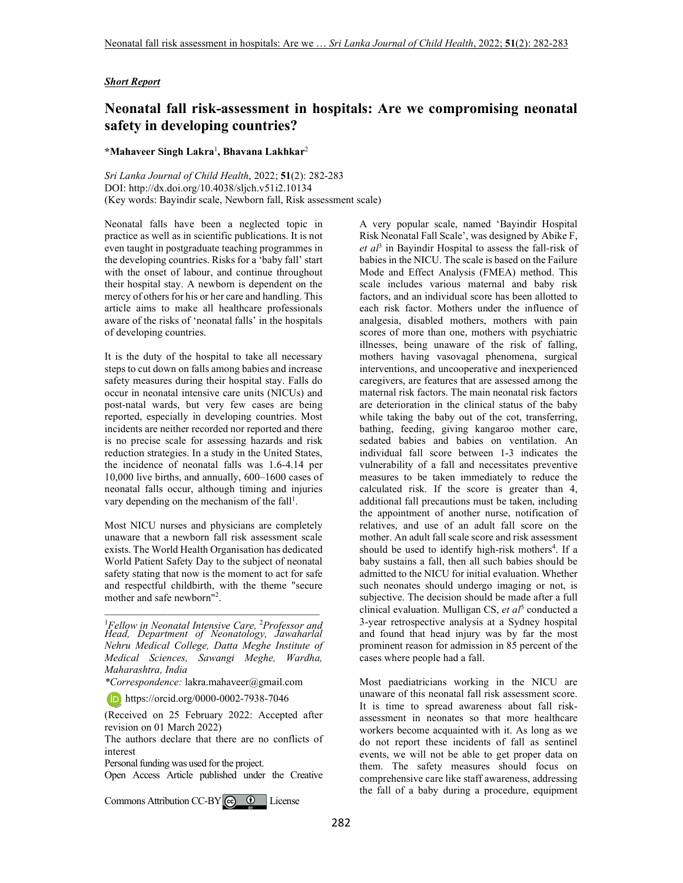*Short Report*

# Neonatal fall risk-assessment in hospitals: Are we compromising neonatal safety in developing countries?

**\*Mahaveer Singh Lakra**[1], **Bhavana Lakhkar**[2]

*Sri Lanka Journal of Child Health*, 2022; **51**(2): 282-283
DOI: http://dx.doi.org/10.4038/sljch.v51i2.10134
(Key words: Bayindir scale, Newborn fall, Risk assessment scale)

Neonatal falls have been a neglected topic in practice as well as in scientific publications. It is not even taught in postgraduate teaching programmes in the developing countries. Risks for a 'baby fall' start with the onset of labour, and continue throughout their hospital stay. A newborn is dependent on the mercy of others for his or her care and handling. This article aims to make all healthcare professionals aware of the risks of 'neonatal falls' in the hospitals of developing countries.

It is the duty of the hospital to take all necessary steps to cut down on falls among babies and increase safety measures during their hospital stay. Falls do occur in neonatal intensive care units (NICUs) and post-natal wards, but very few cases are being reported, especially in developing countries. Most incidents are neither recorded nor reported and there is no precise scale for assessing hazards and risk reduction strategies. In a study in the United States, the incidence of neonatal falls was 1.6-4.14 per 10,000 live births, and annually, 600–1600 cases of neonatal falls occur, although timing and injuries vary depending on the mechanism of the fall[1].

Most NICU nurses and physicians are completely unaware that a newborn fall risk assessment scale exists. The World Health Organisation has dedicated World Patient Safety Day to the subject of neonatal safety stating that now is the moment to act for safe and respectful childbirth, with the theme "secure mother and safe newborn"[2].

---

[1]*Fellow in Neonatal Intensive Care,* [2]*Professor and Head, Department of Neonatology, Jawaharlal Nehru Medical College, Datta Meghe Institute of Medical Sciences, Sawangi Meghe, Wardha, Maharashtra, India*

*\*Correspondence:* lakra.mahaveer@gmail.com

https://orcid.org/0000-0002-7938-7046

(Received on 25 February 2022: Accepted after revision on 01 March 2022)

The authors declare that there are no conflicts of interest

Personal funding was used for the project.

Open Access Article published under the Creative Commons Attribution CC-BY License

A very popular scale, named 'Bayindir Hospital Risk Neonatal Fall Scale', was designed by Abike F, *et al*[3] in Bayindir Hospital to assess the fall-risk of babies in the NICU. The scale is based on the Failure Mode and Effect Analysis (FMEA) method. This scale includes various maternal and baby risk factors, and an individual score has been allotted to each risk factor. Mothers under the influence of analgesia, disabled mothers, mothers with pain scores of more than one, mothers with psychiatric illnesses, being unaware of the risk of falling, mothers having vasovagal phenomena, surgical interventions, and uncooperative and inexperienced caregivers, are features that are assessed among the maternal risk factors. The main neonatal risk factors are deterioration in the clinical status of the baby while taking the baby out of the cot, transferring, bathing, feeding, giving kangaroo mother care, sedated babies and babies on ventilation. An individual fall score between 1-3 indicates the vulnerability of a fall and necessitates preventive measures to be taken immediately to reduce the calculated risk. If the score is greater than 4, additional fall precautions must be taken, including the appointment of another nurse, notification of relatives, and use of an adult fall score on the mother. An adult fall scale score and risk assessment should be used to identify high-risk mothers[4]. If a baby sustains a fall, then all such babies should be admitted to the NICU for initial evaluation. Whether such neonates should undergo imaging or not, is subjective. The decision should be made after a full clinical evaluation. Mulligan CS, *et al*[5] conducted a 3-year retrospective analysis at a Sydney hospital and found that head injury was by far the most prominent reason for admission in 85 percent of the cases where people had a fall.

Most paediatricians working in the NICU are unaware of this neonatal fall risk assessment score. It is time to spread awareness about fall risk-assessment in neonates so that more healthcare workers become acquainted with it. As long as we do not report these incidents of fall as sentinel events, we will not be able to get proper data on them. The safety measures should focus on comprehensive care like staff awareness, addressing the fall of a baby during a procedure, equipment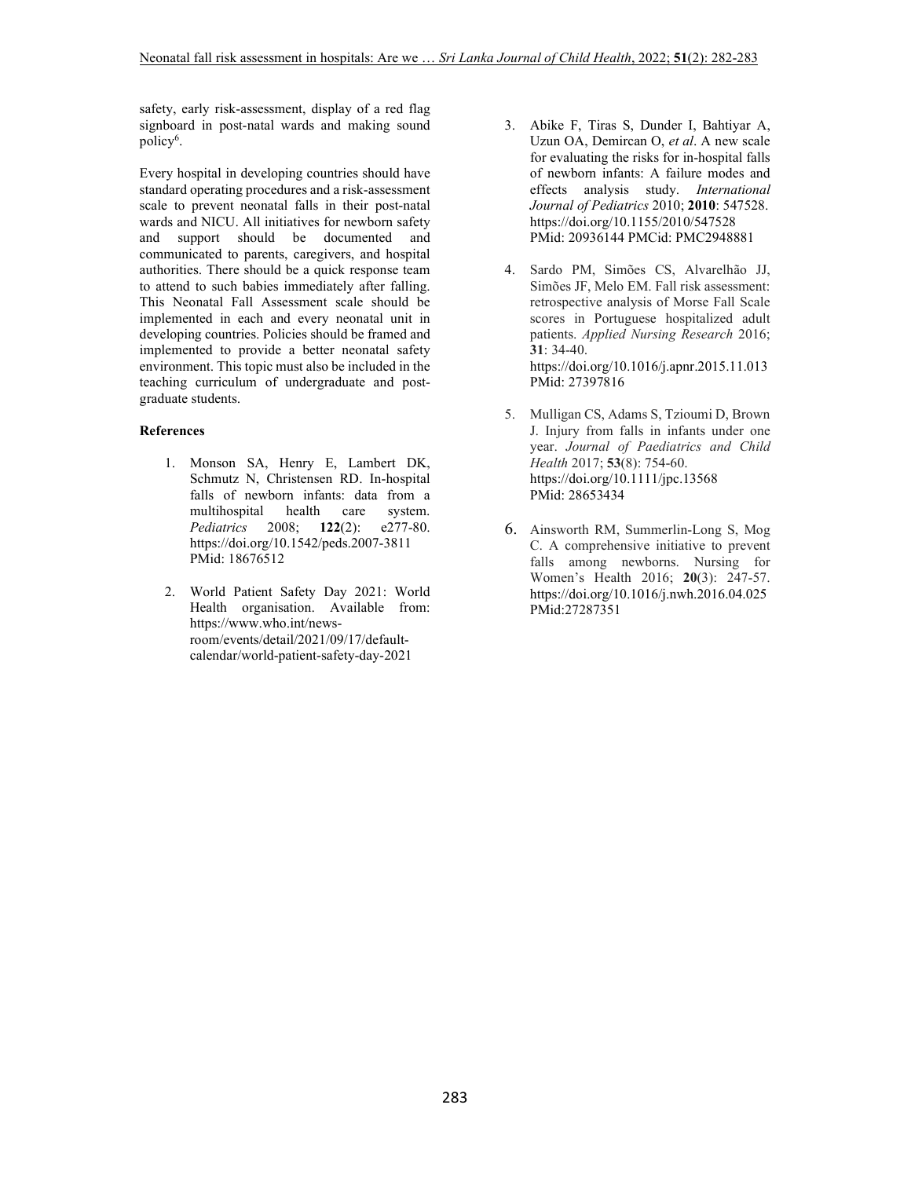safety, early risk-assessment, display of a red flag signboard in post-natal wards and making sound policy[6].

Every hospital in developing countries should have standard operating procedures and a risk-assessment scale to prevent neonatal falls in their post-natal wards and NICU. All initiatives for newborn safety and support should be documented and communicated to parents, caregivers, and hospital authorities. There should be a quick response team to attend to such babies immediately after falling. This Neonatal Fall Assessment scale should be implemented in each and every neonatal unit in developing countries. Policies should be framed and implemented to provide a better neonatal safety environment. This topic must also be included in the teaching curriculum of undergraduate and post-graduate students.

**References**

1. Monson SA, Henry E, Lambert DK, Schmutz N, Christensen RD. In-hospital falls of newborn infants: data from a multihospital health care system. *Pediatrics* 2008; **122**(2): e277-80. https://doi.org/10.1542/peds.2007-3811 PMid: 18676512

2. World Patient Safety Day 2021: World Health organisation. Available from: https://www.who.int/news-room/events/detail/2021/09/17/default-calendar/world-patient-safety-day-2021

3. Abike F, Tiras S, Dunder I, Bahtiyar A, Uzun OA, Demircan O, *et al*. A new scale for evaluating the risks for in-hospital falls of newborn infants: A failure modes and effects analysis study. *International Journal of Pediatrics* 2010; **2010**: 547528. https://doi.org/10.1155/2010/547528 PMid: 20936144 PMCid: PMC2948881

4. Sardo PM, Simões CS, Alvarelhão JJ, Simões JF, Melo EM. Fall risk assessment: retrospective analysis of Morse Fall Scale scores in Portuguese hospitalized adult patients. *Applied Nursing Research* 2016; **31**: 34-40. https://doi.org/10.1016/j.apnr.2015.11.013 PMid: 27397816

5. Mulligan CS, Adams S, Tzioumi D, Brown J. Injury from falls in infants under one year. *Journal of Paediatrics and Child Health* 2017; **53**(8): 754-60. https://doi.org/10.1111/jpc.13568 PMid: 28653434

6. Ainsworth RM, Summerlin-Long S, Mog C. A comprehensive initiative to prevent falls among newborns. Nursing for Women's Health 2016; **20**(3): 247-57. https://doi.org/10.1016/j.nwh.2016.04.025 PMid:27287351